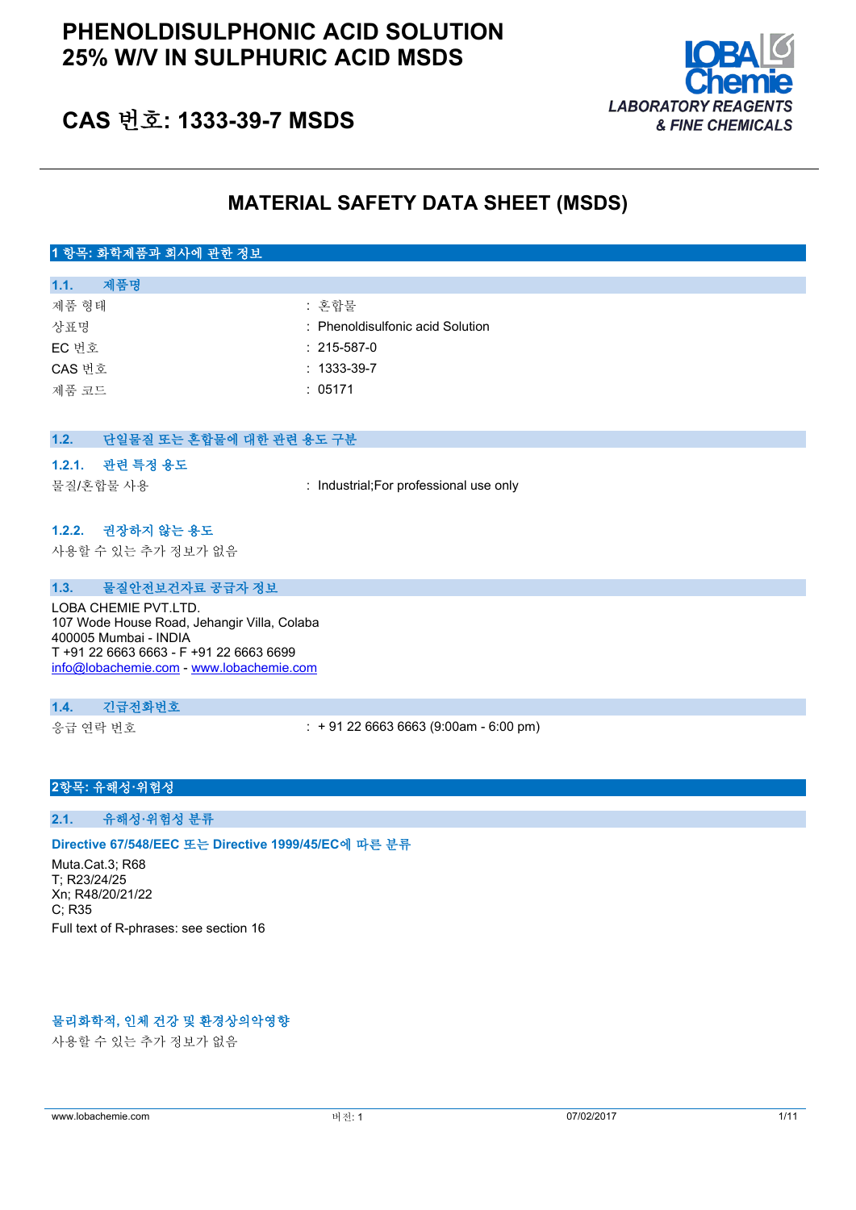# PHENOLDISULPHONIC ACID SOLUTION 25% W/V IN SULPHURIC ACID MSDS

## CAS 번호: 1333-39-7 MSDS

LOBA Chemie
LABORATORY REAGENTS & FINE CHEMICALS

## MATERIAL SAFETY DATA SHEET (MSDS)

### 1 항목: 화학제품과 회사에 관한 정보

#### 1.1. 제품명

| | |
|---|---|
| 제품 형태 | : 혼합물 |
| 상표명 | : Phenoldisulfonic acid Solution |
| EC 번호 | : 215-587-0 |
| CAS 번호 | : 1333-39-7 |
| 제품 코드 | : 05171 |

#### 1.2. 단일물질 또는 혼합물에 대한 관련 용도 구분

##### 1.2.1. 관련 특정 용도

물질/혼합물 사용 : Industrial;For professional use only

##### 1.2.2. 권장하지 않는 용도

사용할 수 있는 추가 정보가 없음

#### 1.3. 물질안전보건자료 공급자 정보

LOBA CHEMIE PVT.LTD.
107 Wode House Road, Jehangir Villa, Colaba
400005 Mumbai - INDIA
T +91 22 6663 6663 - F +91 22 6663 6699
info@lobachemie.com - www.lobachemie.com

#### 1.4. 긴급전화번호

응급 연락 번호 : + 91 22 6663 6663 (9:00am - 6:00 pm)

### 2항목: 유해성·위험성

#### 2.1. 유해성·위험성 분류

**Directive 67/548/EEC 또는 Directive 1999/45/EC에 따른 분류**

Muta.Cat.3; R68
T; R23/24/25
Xn; R48/20/21/22
C; R35
Full text of R-phrases: see section 16

**물리화학적, 인체 건강 및 환경상의악영향**

사용할 수 있는 추가 정보가 없음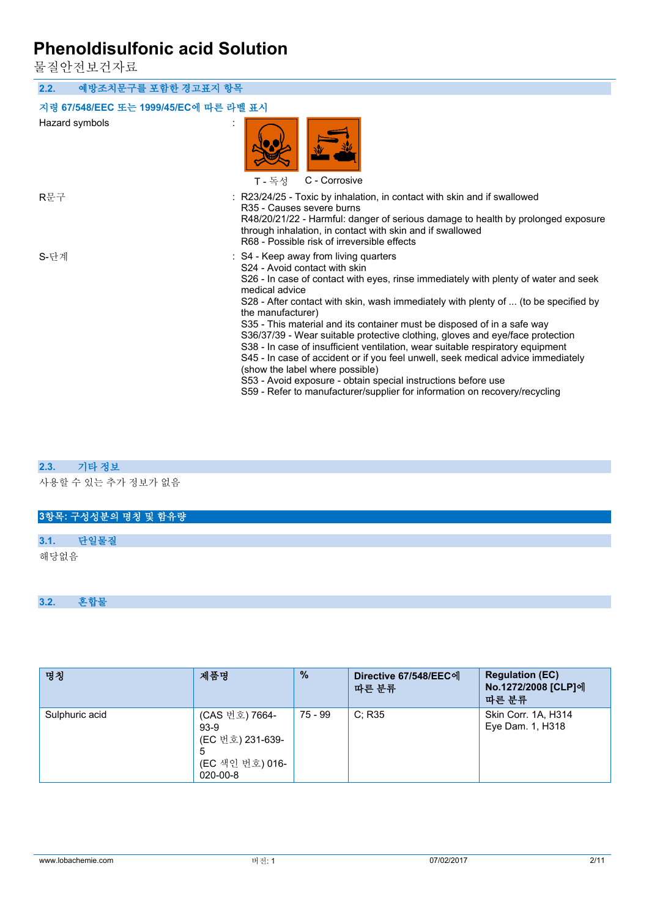## 2.2. 예방조치문구를 포함한 경고표지 항목

### 지령 67/548/EEC 또는 1999/45/EC에 따른 라벨 표시

Hazard symbols :

T - 독성 C - Corrosive

R문구 : R23/24/25 - Toxic by inhalation, in contact with skin and if swallowed
R35 - Causes severe burns
R48/20/21/22 - Harmful: danger of serious damage to health by prolonged exposure through inhalation, in contact with skin and if swallowed
R68 - Possible risk of irreversible effects

S-단계 : S4 - Keep away from living quarters
S24 - Avoid contact with skin
S26 - In case of contact with eyes, rinse immediately with plenty of water and seek medical advice
S28 - After contact with skin, wash immediately with plenty of ... (to be specified by the manufacturer)
S35 - This material and its container must be disposed of in a safe way
S36/37/39 - Wear suitable protective clothing, gloves and eye/face protection
S38 - In case of insufficient ventilation, wear suitable respiratory equipment
S45 - In case of accident or if you feel unwell, seek medical advice immediately (show the label where possible)
S53 - Avoid exposure - obtain special instructions before use
S59 - Refer to manufacturer/supplier for information on recovery/recycling

## 2.3. 기타 정보

사용할 수 있는 추가 정보가 없음

# 3항목: 구성성분의 명칭 및 함유량

## 3.1. 단일물질

해당없음

## 3.2. 혼합물

| 명칭 | 제품명 | % | Directive 67/548/EEC에 따른 분류 | Regulation (EC) No.1272/2008 [CLP]에 따른 분류 |
|---|---|---|---|---|
| Sulphuric acid | (CAS 번호) 7664-93-9<br>(EC 번호) 231-639-5<br>(EC 색인 번호) 016-020-00-8 | 75 - 99 | C; R35 | Skin Corr. 1A, H314<br>Eye Dam. 1, H318 |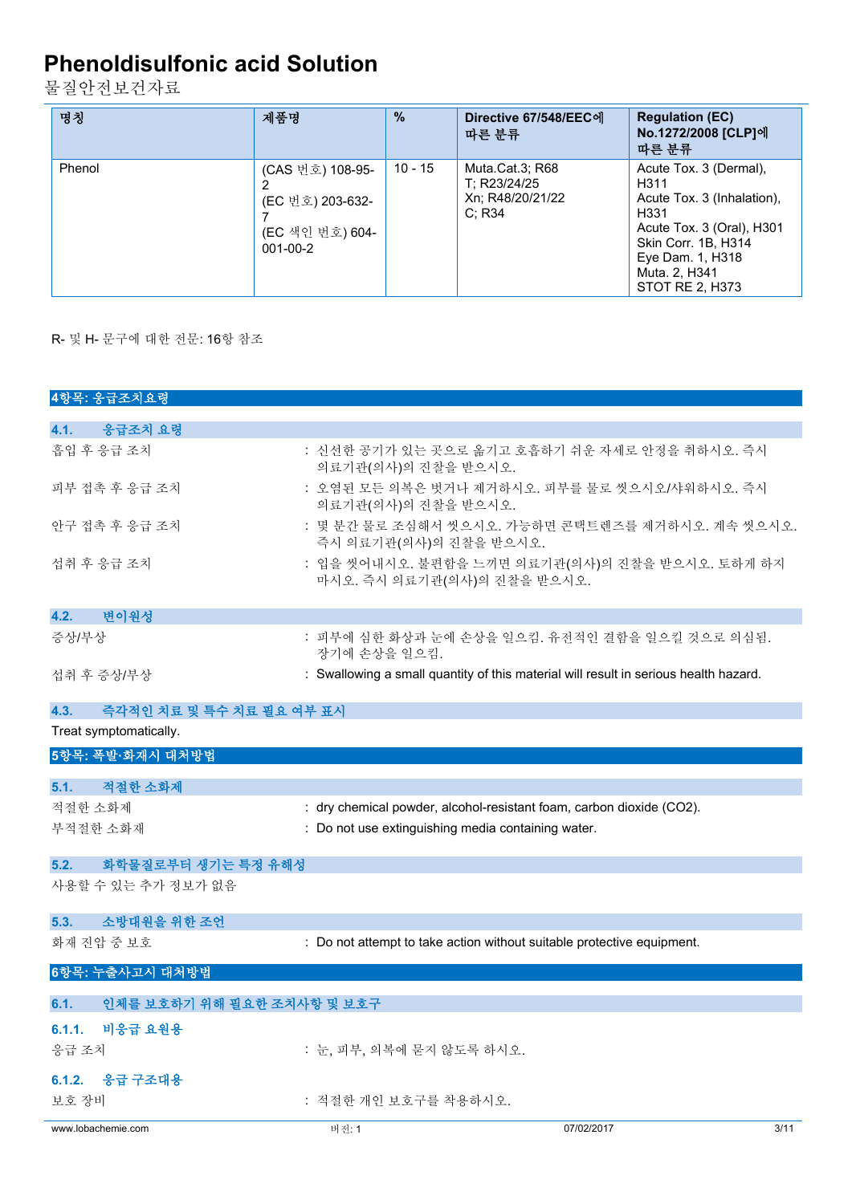# Phenoldisulfonic acid Solution

물질안전보건자료

| 명칭 | 제품명 | % | Directive 67/548/EEC에 따른 분류 | Regulation (EC) No.1272/2008 [CLP]에 따른 분류 |
|---|---|---|---|---|
| Phenol | (CAS 번호) 108-95-2<br>(EC 번호) 203-632-7<br>(EC 색인 번호) 604-001-00-2 | 10 - 15 | Muta.Cat.3; R68<br>T; R23/24/25<br>Xn; R48/20/21/22<br>C; R34 | Acute Tox. 3 (Dermal), H311<br>Acute Tox. 3 (Inhalation), H331<br>Acute Tox. 3 (Oral), H301<br>Skin Corr. 1B, H314<br>Eye Dam. 1, H318<br>Muta. 2, H341<br>STOT RE 2, H373 |

R- 및 H- 문구에 대한 전문: 16항 참조

## 4항목: 응급조치요령

### 4.1. 응급조치 요령

흡입 후 응급 조치 : 신선한 공기가 있는 곳으로 옮기고 호흡하기 쉬운 자세로 안정을 취하시오. 즉시 의료기관(의사)의 진찰을 받으시오.

피부 접촉 후 응급 조치 : 오염된 모든 의복은 벗거나 제거하시오. 피부를 물로 씻으시오/샤워하시오. 즉시 의료기관(의사)의 진찰을 받으시오.

안구 접촉 후 응급 조치 : 몇 분간 물로 조심해서 씻으시오. 가능하면 콘택트렌즈를 제거하시오. 계속 씻으시오. 즉시 의료기관(의사)의 진찰을 받으시오.

섭취 후 응급 조치 : 입을 씻어내시오. 불편함을 느끼면 의료기관(의사)의 진찰을 받으시오. 토하게 하지 마시오. 즉시 의료기관(의사)의 진찰을 받으시오.

### 4.2. 변이원성

증상/부상 : 피부에 심한 화상과 눈에 손상을 일으킴. 유전적인 결함을 일으킬 것으로 의심됨. 장기에 손상을 일으킴.

섭취 후 증상/부상 : Swallowing a small quantity of this material will result in serious health hazard.

### 4.3. 즉각적인 치료 및 특수 치료 필요 여부 표시

Treat symptomatically.

## 5항목: 폭발·화재시 대처방법

### 5.1. 적절한 소화제

적절한 소화제 : dry chemical powder, alcohol-resistant foam, carbon dioxide ($CO_2$).

부적절한 소화재 : Do not use extinguishing media containing water.

### 5.2. 화학물질로부터 생기는 특정 유해성

사용할 수 있는 추가 정보가 없음

### 5.3. 소방대원을 위한 조언

화재 진압 중 보호 : Do not attempt to take action without suitable protective equipment.

## 6항목: 누출사고시 대처방법

### 6.1. 인체를 보호하기 위해 필요한 조치사항 및 보호구

#### 6.1.1. 비응급 요원용

응급 조치 : 눈, 피부, 의복에 묻지 않도록 하시오.

#### 6.1.2. 응급 구조대용

보호 장비 : 적절한 개인 보호구를 착용하시오.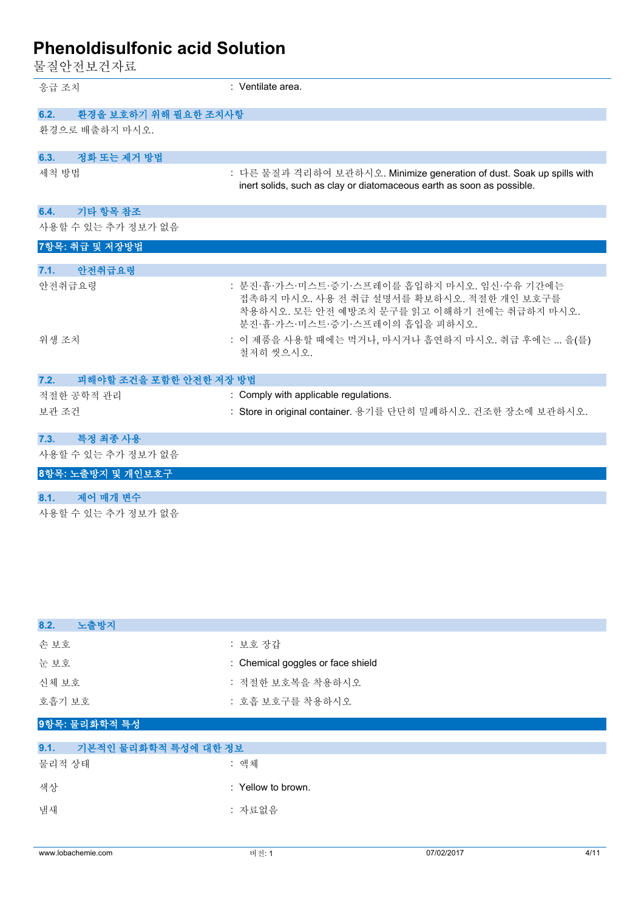응급 조치 : Ventilate area.

### 6.2. 환경을 보호하기 위해 필요한 조치사항

환경으로 배출하지 마시오.

### 6.3. 정화 또는 제거 방법

세척 방법 : 다른 물질과 격리하여 보관하시오. Minimize generation of dust. Soak up spills with inert solids, such as clay or diatomaceous earth as soon as possible.

### 6.4. 기타 항목 참조

사용할 수 있는 추가 정보가 없음

## 7항목: 취급 및 저장방법

### 7.1. 안전취급요령

안전취급요령 : 분진·흄·가스·미스트·증기·스프레이를 흡입하지 마시오. 임신·수유 기간에는 접촉하지 마시오. 사용 전 취급 설명서를 확보하시오. 적절한 개인 보호구를 착용하시오. 모든 안전 예방조치 문구를 읽고 이해하기 전에는 취급하지 마시오. 분진·흄·가스·미스트·증기·스프레이의 흡입을 피하시오.

위생 조치 : 이 제품을 사용할 때에는 먹거나, 마시거나 흡연하지 마시오. 취급 후에는 ... 을(를) 철저히 씻으시오.

### 7.2. 피해야할 조건을 포함한 안전한 저장 방법

적절한 공학적 관리 : Comply with applicable regulations.

보관 조건 : Store in original container. 용기를 단단히 밀폐하시오. 건조한 장소에 보관하시오.

### 7.3. 특정 최종 사용

사용할 수 있는 추가 정보가 없음

## 8항목: 노출방지 및 개인보호구

### 8.1. 제어 매개 변수

사용할 수 있는 추가 정보가 없음

### 8.2. 노출방지

손 보호 : 보호 장갑

눈 보호 : Chemical goggles or face shield

신체 보호 : 적절한 보호복을 착용하시오

호흡기 보호 : 호흡 보호구를 착용하시오

## 9항목: 물리화학적 특성

### 9.1. 기본적인 물리화학적 특성에 대한 정보

물리적 상태 : 액체

색상 : Yellow to brown.

냄새 : 자료없음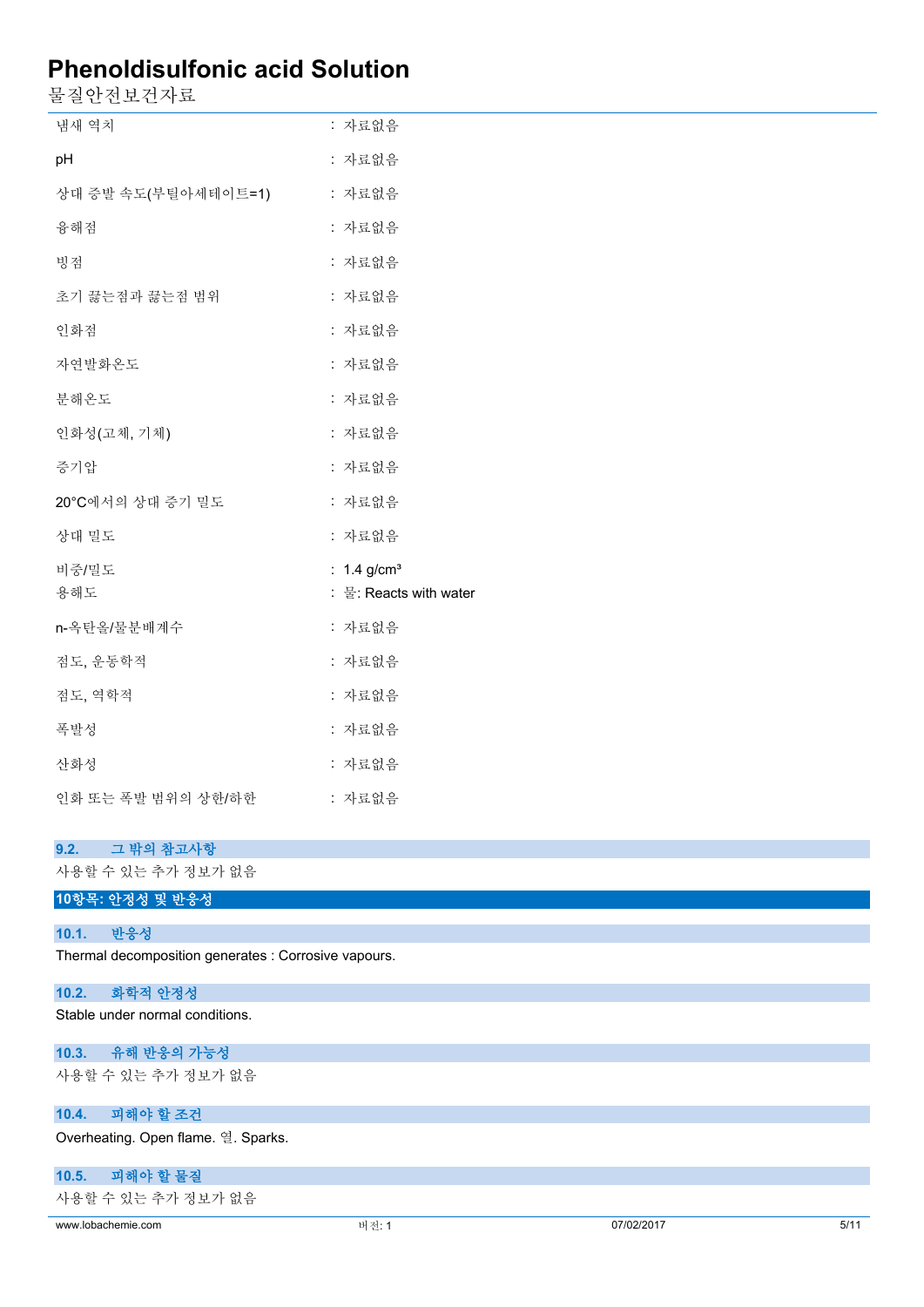| | |
|---|---|
| 냄새 역치 | : 자료없음 |
| pH | : 자료없음 |
| 상대 증발 속도(부틸아세테이트=1) | : 자료없음 |
| 융해점 | : 자료없음 |
| 빙점 | : 자료없음 |
| 초기 끓는점과 끓는점 범위 | : 자료없음 |
| 인화점 | : 자료없음 |
| 자연발화온도 | : 자료없음 |
| 분해온도 | : 자료없음 |
| 인화성(고체, 기체) | : 자료없음 |
| 증기압 | : 자료없음 |
| 20°C에서의 상대 증기 밀도 | : 자료없음 |
| 상대 밀도 | : 자료없음 |
| 비중/밀도 | : 1.4 g/cm³ |
| 용해도 | : 물: Reacts with water |
| n-옥탄올/물분배계수 | : 자료없음 |
| 점도, 운동학적 | : 자료없음 |
| 점도, 역학적 | : 자료없음 |
| 폭발성 | : 자료없음 |
| 산화성 | : 자료없음 |
| 인화 또는 폭발 범위의 상한/하한 | : 자료없음 |

### 9.2. 그 밖의 참고사항

사용할 수 있는 추가 정보가 없음

## 10항목: 안정성 및 반응성

### 10.1. 반응성

Thermal decomposition generates : Corrosive vapours.

### 10.2. 화학적 안정성

Stable under normal conditions.

### 10.3. 유해 반응의 가능성

사용할 수 있는 추가 정보가 없음

### 10.4. 피해야 할 조건

Overheating. Open flame. 열. Sparks.

### 10.5. 피해야 할 물질

사용할 수 있는 추가 정보가 없음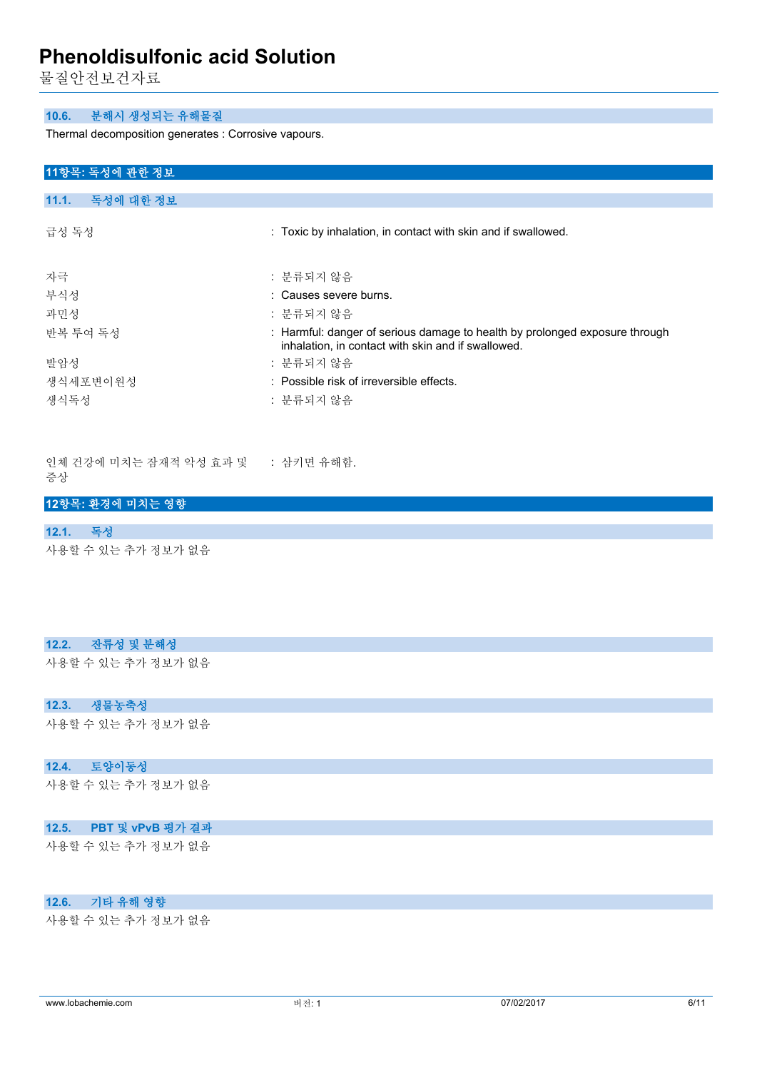### 10.6. 분해시 생성되는 유해물질

Thermal decomposition generates : Corrosive vapours.

## 11항목: 독성에 관한 정보

### 11.1. 독성에 대한 정보

| | |
|---|---|
| 급성 독성 | : Toxic by inhalation, in contact with skin and if swallowed. |
| 자극 | : 분류되지 않음 |
| 부식성 | : Causes severe burns. |
| 과민성 | : 분류되지 않음 |
| 반복 투여 독성 | : Harmful: danger of serious damage to health by prolonged exposure through inhalation, in contact with skin and if swallowed. |
| 발암성 | : 분류되지 않음 |
| 생식세포변이원성 | : Possible risk of irreversible effects. |
| 생식독성 | : 분류되지 않음 |
| 인체 건강에 미치는 잠재적 악성 효과 및 증상 | : 삼키면 유해함. |

## 12항목: 환경에 미치는 영향

### 12.1. 독성

사용할 수 있는 추가 정보가 없음

### 12.2. 잔류성 및 분해성

사용할 수 있는 추가 정보가 없음

### 12.3. 생물농축성

사용할 수 있는 추가 정보가 없음

### 12.4. 토양이동성

사용할 수 있는 추가 정보가 없음

### 12.5. PBT 및 vPvB 평가 결과

사용할 수 있는 추가 정보가 없음

### 12.6. 기타 유해 영향

사용할 수 있는 추가 정보가 없음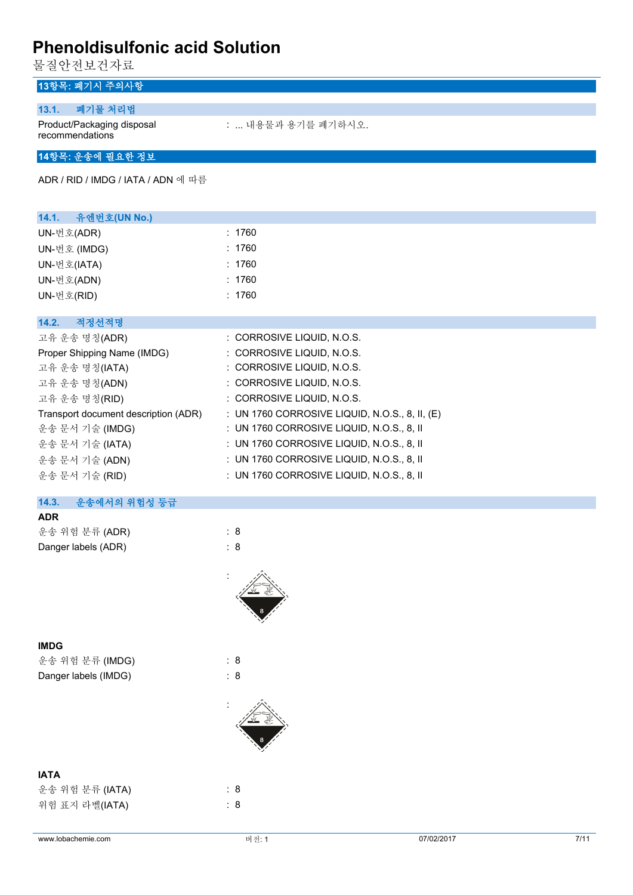# Phenoldisulfonic acid Solution

물질안전보건자료

## 13항목: 폐기시 주의사항

### 13.1. 폐기물 처리법

| | |
|---|---|
| Product/Packaging disposal recommendations | : ... 내용물과 용기를 폐기하시오. |

## 14항목: 운송에 필요한 정보

ADR / RID / IMDG / IATA / ADN 에 따름

### 14.1. 유엔번호(UN No.)

| | |
|---|---|
| UN-번호(ADR) | : 1760 |
| UN-번호 (IMDG) | : 1760 |
| UN-번호(IATA) | : 1760 |
| UN-번호(ADN) | : 1760 |
| UN-번호(RID) | : 1760 |

### 14.2. 적정선적명

| | |
|---|---|
| 고유 운송 명칭(ADR) | : CORROSIVE LIQUID, N.O.S. |
| Proper Shipping Name (IMDG) | : CORROSIVE LIQUID, N.O.S. |
| 고유 운송 명칭(IATA) | : CORROSIVE LIQUID, N.O.S. |
| 고유 운송 명칭(ADN) | : CORROSIVE LIQUID, N.O.S. |
| 고유 운송 명칭(RID) | : CORROSIVE LIQUID, N.O.S. |
| Transport document description (ADR) | : UN 1760 CORROSIVE LIQUID, N.O.S., 8, II, (E) |
| 운송 문서 기술 (IMDG) | : UN 1760 CORROSIVE LIQUID, N.O.S., 8, II |
| 운송 문서 기술 (IATA) | : UN 1760 CORROSIVE LIQUID, N.O.S., 8, II |
| 운송 문서 기술 (ADN) | : UN 1760 CORROSIVE LIQUID, N.O.S., 8, II |
| 운송 문서 기술 (RID) | : UN 1760 CORROSIVE LIQUID, N.O.S., 8, II |

### 14.3. 운송에서의 위험성 등급

**ADR**

| | |
|---|---|
| 운송 위험 분류 (ADR) | : 8 |
| Danger labels (ADR) | : 8 |

:

**IMDG**

| | |
|---|---|
| 운송 위험 분류 (IMDG) | : 8 |
| Danger labels (IMDG) | : 8 |

:

**IATA**

| | |
|---|---|
| 운송 위험 분류 (IATA) | : 8 |
| 위험 표지 라벨(IATA) | : 8 |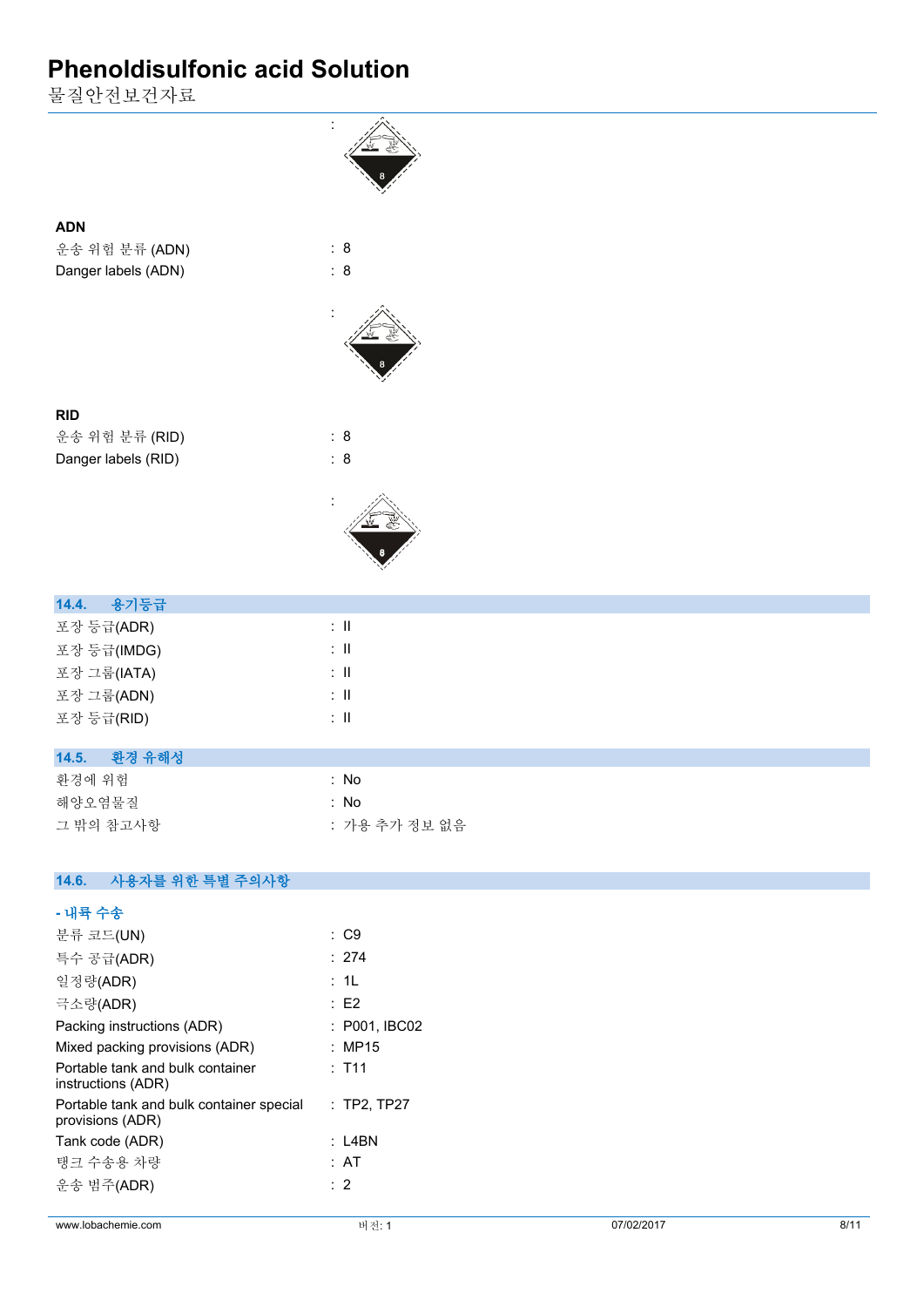:

**ADN**

| | |
|---|---|
| 운송 위험 분류 (ADN) | : 8 |
| Danger labels (ADN) | : 8 |
| | : |

**RID**

| | |
|---|---|
| 운송 위험 분류 (RID) | : 8 |
| Danger labels (RID) | : 8 |
| | : |

## 14.4. 용기등급

| | |
|---|---|
| 포장 등급(ADR) | : II |
| 포장 등급(IMDG) | : II |
| 포장 그룹(IATA) | : II |
| 포장 그룹(ADN) | : II |
| 포장 등급(RID) | : II |

## 14.5. 환경 유해성

| | |
|---|---|
| 환경에 위험 | : No |
| 해양오염물질 | : No |
| 그 밖의 참고사항 | : 가용 추가 정보 없음 |

## 14.6. 사용자를 위한 특별 주의사항

### - 내륙 수송

| | |
|---|---|
| 분류 코드(UN) | : C9 |
| 특수 공급(ADR) | : 274 |
| 일정량(ADR) | : 1L |
| 극소량(ADR) | : E2 |
| Packing instructions (ADR) | : P001, IBC02 |
| Mixed packing provisions (ADR) | : MP15 |
| Portable tank and bulk container instructions (ADR) | : T11 |
| Portable tank and bulk container special provisions (ADR) | : TP2, TP27 |
| Tank code (ADR) | : L4BN |
| 탱크 수송용 차량 | : AT |
| 운송 범주(ADR) | : 2 |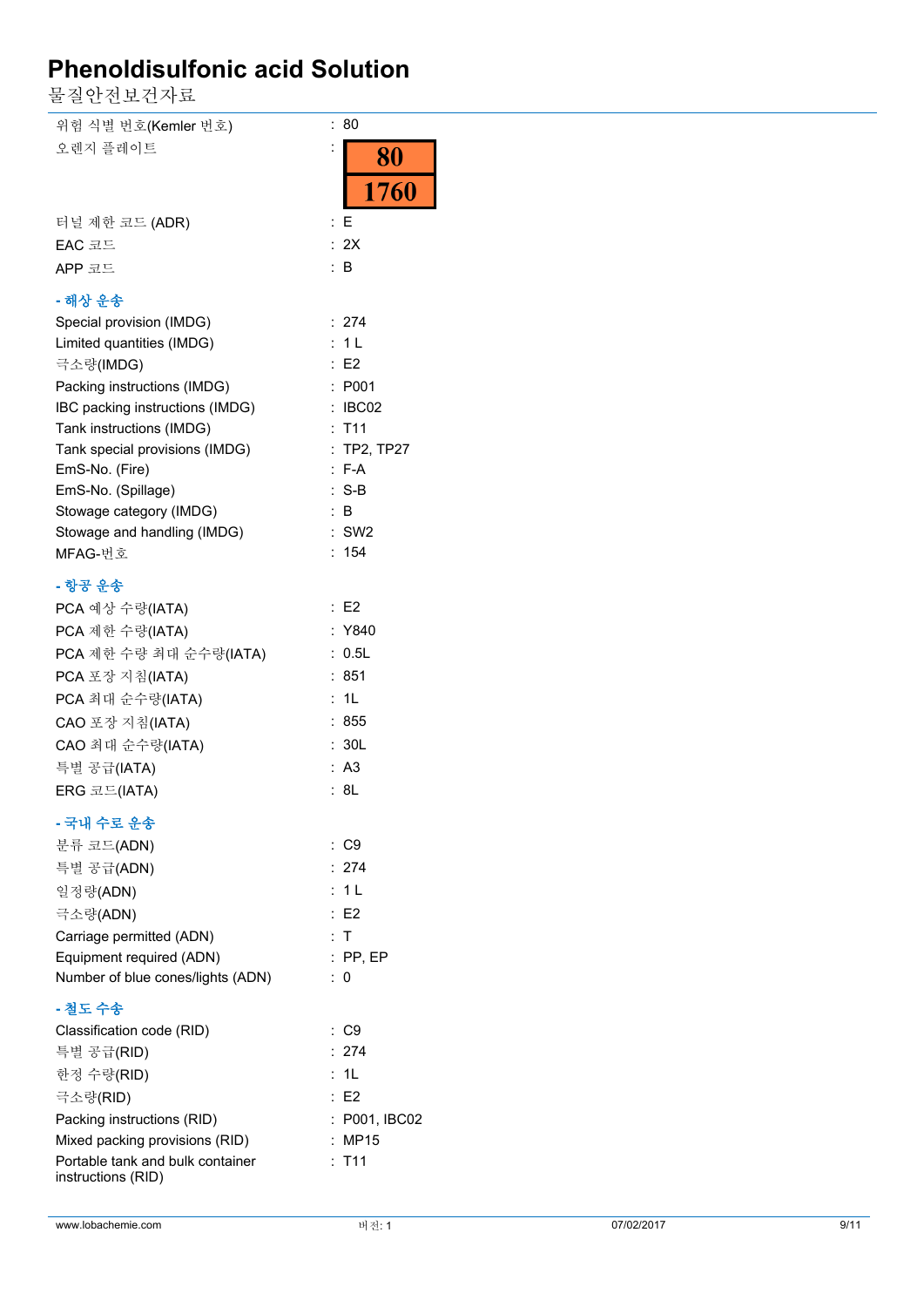| | |
|---|---|
| 위험 식별 번호(Kemler 번호) | : 80 |
| 오렌지 플레이트 | : 80 / 1760 |
| 터널 제한 코드 (ADR) | : E |
| EAC 코드 | : 2X |
| APP 코드 | : B |

**- 해상 운송**

| | |
|---|---|
| Special provision (IMDG) | : 274 |
| Limited quantities (IMDG) | : 1 L |
| 극소량(IMDG) | : E2 |
| Packing instructions (IMDG) | : P001 |
| IBC packing instructions (IMDG) | : IBC02 |
| Tank instructions (IMDG) | : T11 |
| Tank special provisions (IMDG) | : TP2, TP27 |
| EmS-No. (Fire) | : F-A |
| EmS-No. (Spillage) | : S-B |
| Stowage category (IMDG) | : B |
| Stowage and handling (IMDG) | : SW2 |
| MFAG-번호 | : 154 |

**- 항공 운송**

| | |
|---|---|
| PCA 예상 수량(IATA) | : E2 |
| PCA 제한 수량(IATA) | : Y840 |
| PCA 제한 수량 최대 순수량(IATA) | : 0.5L |
| PCA 포장 지침(IATA) | : 851 |
| PCA 최대 순수량(IATA) | : 1L |
| CAO 포장 지침(IATA) | : 855 |
| CAO 최대 순수량(IATA) | : 30L |
| 특별 공급(IATA) | : A3 |
| ERG 코드(IATA) | : 8L |

**- 국내 수로 운송**

| | |
|---|---|
| 분류 코드(ADN) | : C9 |
| 특별 공급(ADN) | : 274 |
| 일정량(ADN) | : 1 L |
| 극소량(ADN) | : E2 |
| Carriage permitted (ADN) | : T |
| Equipment required (ADN) | : PP, EP |
| Number of blue cones/lights (ADN) | : 0 |

**- 철도 수송**

| | |
|---|---|
| Classification code (RID) | : C9 |
| 특별 공급(RID) | : 274 |
| 한정 수량(RID) | : 1L |
| 극소량(RID) | : E2 |
| Packing instructions (RID) | : P001, IBC02 |
| Mixed packing provisions (RID) | : MP15 |
| Portable tank and bulk container instructions (RID) | : T11 |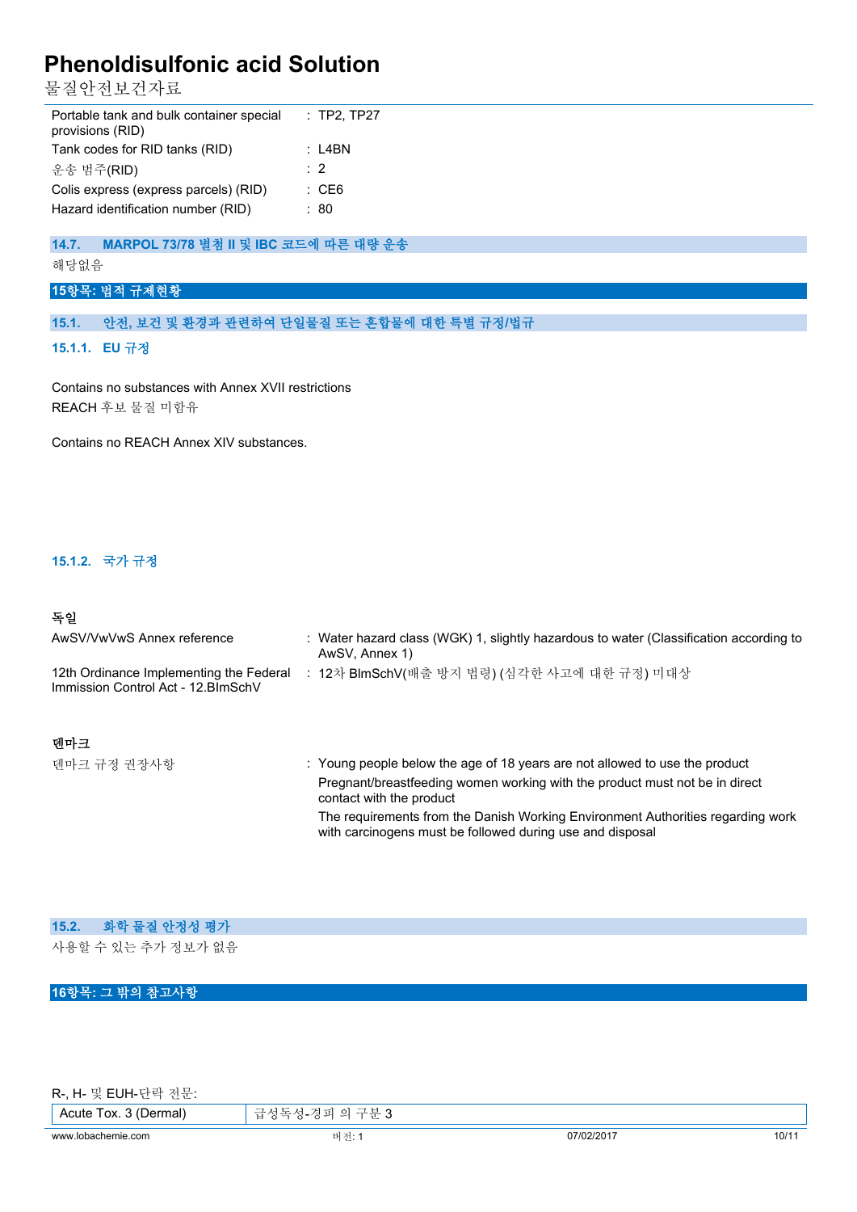| | |
|---|---|
| Portable tank and bulk container special provisions (RID) | : TP2, TP27 |
| Tank codes for RID tanks (RID) | : L4BN |
| 운송 범주(RID) | : 2 |
| Colis express (express parcels) (RID) | : CE6 |
| Hazard identification number (RID) | : 80 |

### 14.7. MARPOL 73/78 별첨 II 및 IBC 코드에 따른 대량 운송

해당없음

## 15항목: 법적 규제현황

### 15.1. 안전, 보건 및 환경과 관련하여 단일물질 또는 혼합물에 대한 특별 규정/법규

#### 15.1.1. EU 규정

Contains no substances with Annex XVII restrictions
REACH 후보 물질 미함유

Contains no REACH Annex XIV substances.

#### 15.1.2. 국가 규정

**독일**

| | |
|---|---|
| AwSV/VwVwS Annex reference | : Water hazard class (WGK) 1, slightly hazardous to water (Classification according to AwSV, Annex 1) |
| 12th Ordinance Implementing the Federal Immission Control Act - 12.BImSchV | : 12차 BImSchV(배출 방지 법령) (심각한 사고에 대한 규정) 미대상 |

**덴마크**

덴마크 규정 권장사항 : Young people below the age of 18 years are not allowed to use the product
Pregnant/breastfeeding women working with the product must not be in direct contact with the product
The requirements from the Danish Working Environment Authorities regarding work with carcinogens must be followed during use and disposal

### 15.2. 화학 물질 안정성 평가

사용할 수 있는 추가 정보가 없음

## 16항목: 그 밖의 참고사항

R-, H- 및 EUH-단락 전문:

| | |
|---|---|
| Acute Tox. 3 (Dermal) | 급성독성-경피 의 구분 3 |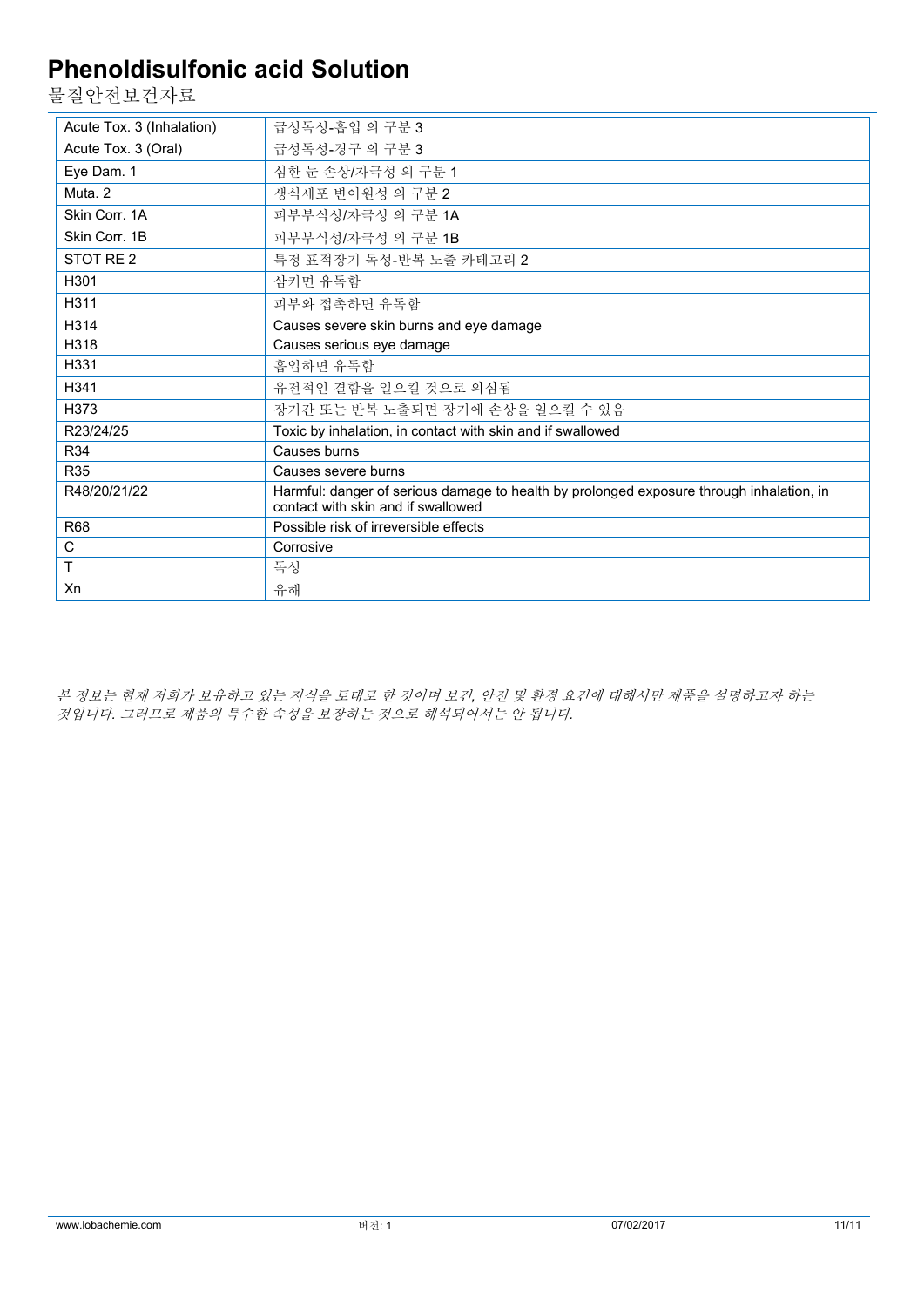| | |
|---|---|
| Acute Tox. 3 (Inhalation) | 급성독성-흡입 의 구분 3 |
| Acute Tox. 3 (Oral) | 급성독성-경구 의 구분 3 |
| Eye Dam. 1 | 심한 눈 손상/자극성 의 구분 1 |
| Muta. 2 | 생식세포 변이원성 의 구분 2 |
| Skin Corr. 1A | 피부부식성/자극성 의 구분 1A |
| Skin Corr. 1B | 피부부식성/자극성 의 구분 1B |
| STOT RE 2 | 특정 표적장기 독성-반복 노출 카테고리 2 |
| H301 | 삼키면 유독함 |
| H311 | 피부와 접촉하면 유독함 |
| H314 | Causes severe skin burns and eye damage |
| H318 | Causes serious eye damage |
| H331 | 흡입하면 유독함 |
| H341 | 유전적인 결함을 일으킬 것으로 의심됨 |
| H373 | 장기간 또는 반복 노출되면 장기에 손상을 일으킬 수 있음 |
| R23/24/25 | Toxic by inhalation, in contact with skin and if swallowed |
| R34 | Causes burns |
| R35 | Causes severe burns |
| R48/20/21/22 | Harmful: danger of serious damage to health by prolonged exposure through inhalation, in contact with skin and if swallowed |
| R68 | Possible risk of irreversible effects |
| C | Corrosive |
| T | 독성 |
| Xn | 유해 |

*본 정보는 현재 저희가 보유하고 있는 지식을 토대로 한 것이며 보건, 안전 및 환경 요건에 대해서만 제품을 설명하고자 하는 것입니다. 그러므로 제품의 특수한 속성을 보장하는 것으로 해석되어서는 안 됩니다.*